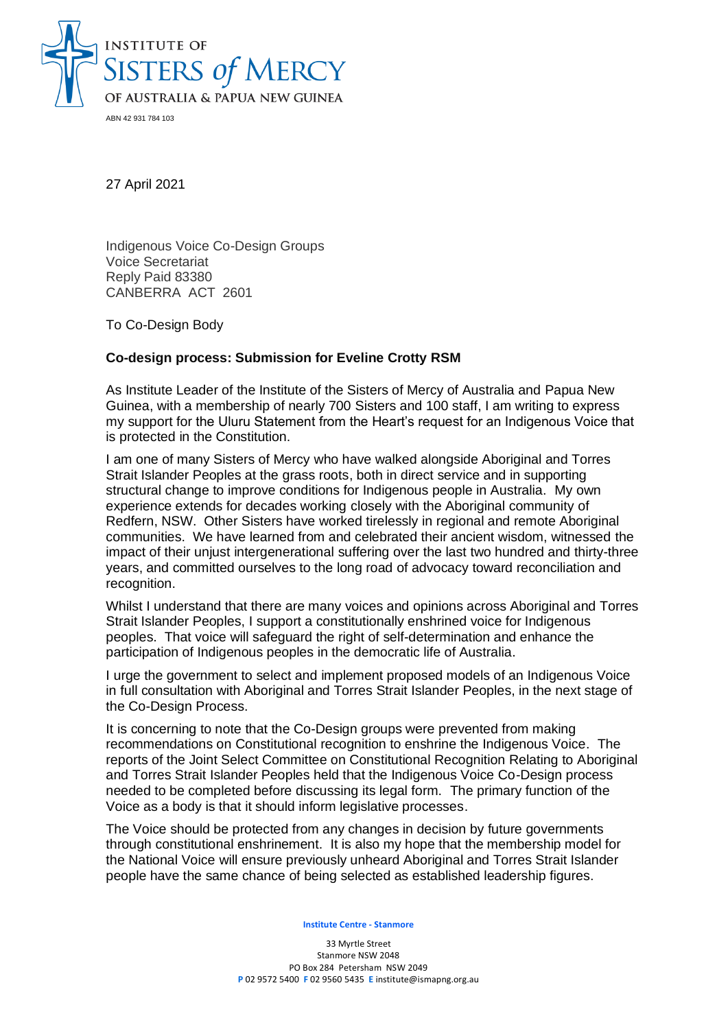INSTITUTE OF
SISTERS *of* MERCY
OF AUSTRALIA & PAPUA NEW GUINEA

ABN 42 931 784 103

27 April 2021

Indigenous Voice Co-Design Groups
Voice Secretariat
Reply Paid 83380
CANBERRA ACT 2601

To Co-Design Body

**Co-design process: Submission for Eveline Crotty RSM**

As Institute Leader of the Institute of the Sisters of Mercy of Australia and Papua New Guinea, with a membership of nearly 700 Sisters and 100 staff, I am writing to express my support for the Uluru Statement from the Heart's request for an Indigenous Voice that is protected in the Constitution.

I am one of many Sisters of Mercy who have walked alongside Aboriginal and Torres Strait Islander Peoples at the grass roots, both in direct service and in supporting structural change to improve conditions for Indigenous people in Australia. My own experience extends for decades working closely with the Aboriginal community of Redfern, NSW. Other Sisters have worked tirelessly in regional and remote Aboriginal communities. We have learned from and celebrated their ancient wisdom, witnessed the impact of their unjust intergenerational suffering over the last two hundred and thirty-three years, and committed ourselves to the long road of advocacy toward reconciliation and recognition.

Whilst I understand that there are many voices and opinions across Aboriginal and Torres Strait Islander Peoples, I support a constitutionally enshrined voice for Indigenous peoples. That voice will safeguard the right of self-determination and enhance the participation of Indigenous peoples in the democratic life of Australia.

I urge the government to select and implement proposed models of an Indigenous Voice in full consultation with Aboriginal and Torres Strait Islander Peoples, in the next stage of the Co-Design Process.

It is concerning to note that the Co-Design groups were prevented from making recommendations on Constitutional recognition to enshrine the Indigenous Voice. The reports of the Joint Select Committee on Constitutional Recognition Relating to Aboriginal and Torres Strait Islander Peoples held that the Indigenous Voice Co-Design process needed to be completed before discussing its legal form. The primary function of the Voice as a body is that it should inform legislative processes.

The Voice should be protected from any changes in decision by future governments through constitutional enshrinement. It is also my hope that the membership model for the National Voice will ensure previously unheard Aboriginal and Torres Strait Islander people have the same chance of being selected as established leadership figures.

**Institute Centre - Stanmore**

33 Myrtle Street
Stanmore NSW 2048
PO Box 284 Petersham NSW 2049
**P** 02 9572 5400 **F** 02 9560 5435 **E** institute@ismapng.org.au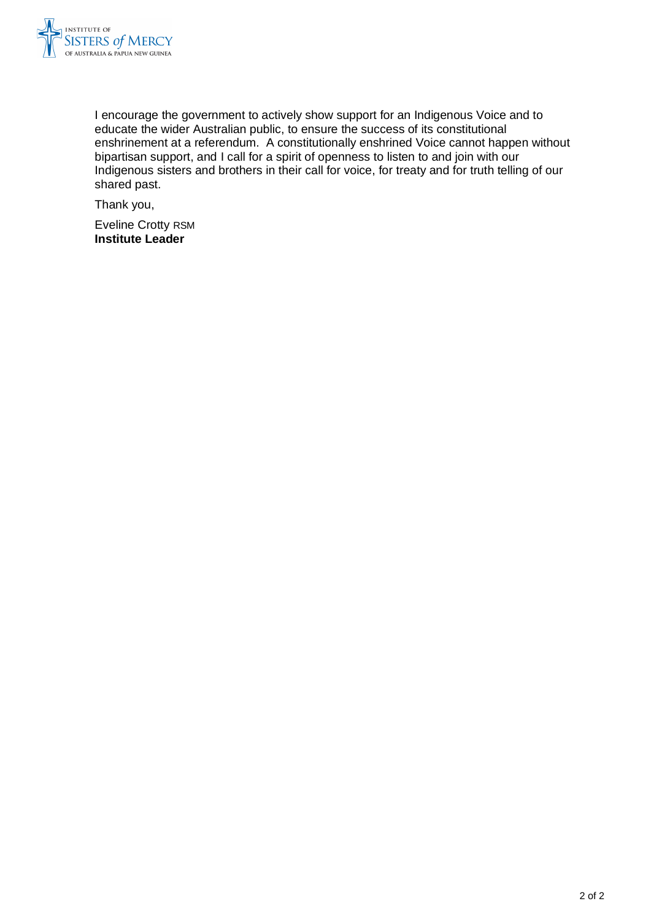I encourage the government to actively show support for an Indigenous Voice and to educate the wider Australian public, to ensure the success of its constitutional enshrinement at a referendum. A constitutionally enshrined Voice cannot happen without bipartisan support, and I call for a spirit of openness to listen to and join with our Indigenous sisters and brothers in their call for voice, for treaty and for truth telling of our shared past.

Thank you,

Eveline Crotty RSM
**Institute Leader**